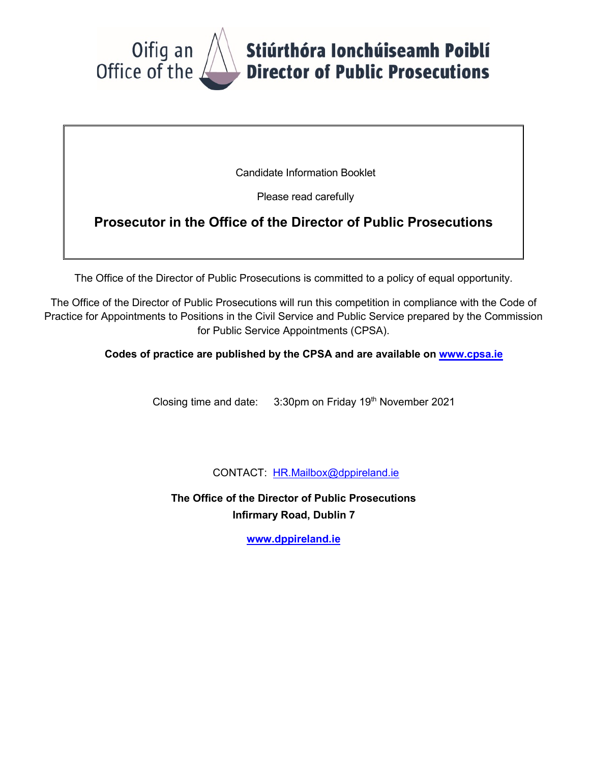Oifig an Stiúrthóra Ionchúiseamh Poiblí
Office of the Director of Public Prosecutions

Candidate Information Booklet

Please read carefully

# Prosecutor in the Office of the Director of Public Prosecutions

The Office of the Director of Public Prosecutions is committed to a policy of equal opportunity.

The Office of the Director of Public Prosecutions will run this competition in compliance with the Code of Practice for Appointments to Positions in the Civil Service and Public Service prepared by the Commission for Public Service Appointments (CPSA).

**Codes of practice are published by the CPSA and are available on [www.cpsa.ie](http://www.cpsa.ie)**

Closing time and date: 3:30pm on Friday 19th November 2021

CONTACT: [HR.Mailbox@dppireland.ie](mailto:HR.Mailbox@dppireland.ie)

**The Office of the Director of Public Prosecutions**
**Infirmary Road, Dublin 7**

**[www.dppireland.ie](http://www.dppireland.ie)**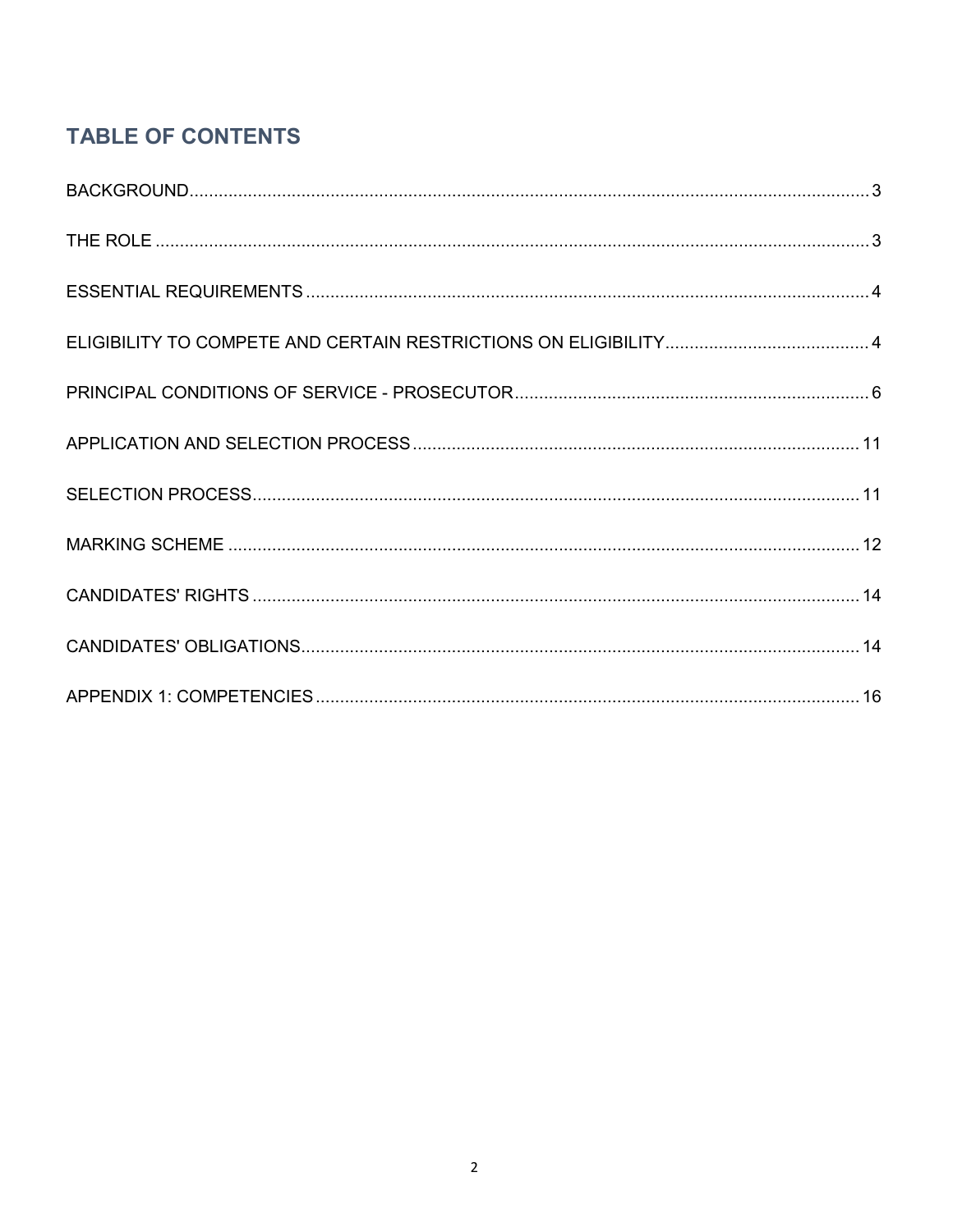## TABLE OF CONTENTS

BACKGROUND ... 3

THE ROLE ... 3

ESSENTIAL REQUIREMENTS ... 4

ELIGIBILITY TO COMPETE AND CERTAIN RESTRICTIONS ON ELIGIBILITY ... 4

PRINCIPAL CONDITIONS OF SERVICE - PROSECUTOR ... 6

APPLICATION AND SELECTION PROCESS ... 11

SELECTION PROCESS ... 11

MARKING SCHEME ... 12

CANDIDATES' RIGHTS ... 14

CANDIDATES' OBLIGATIONS ... 14

APPENDIX 1: COMPETENCIES ... 16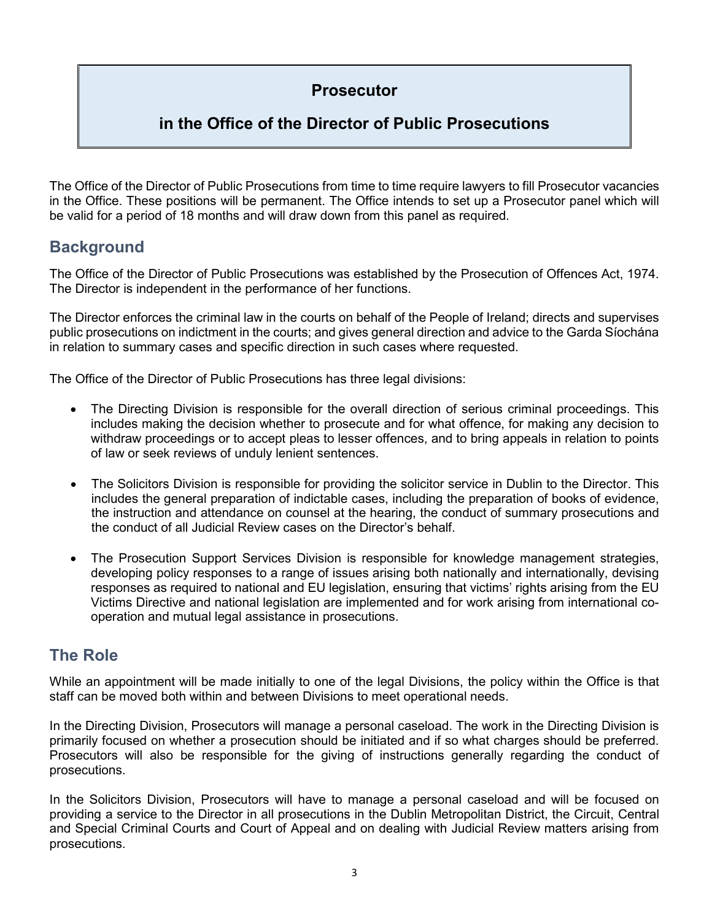# Prosecutor

# in the Office of the Director of Public Prosecutions

The Office of the Director of Public Prosecutions from time to time require lawyers to fill Prosecutor vacancies in the Office. These positions will be permanent. The Office intends to set up a Prosecutor panel which will be valid for a period of 18 months and will draw down from this panel as required.

## Background

The Office of the Director of Public Prosecutions was established by the Prosecution of Offences Act, 1974. The Director is independent in the performance of her functions.

The Director enforces the criminal law in the courts on behalf of the People of Ireland; directs and supervises public prosecutions on indictment in the courts; and gives general direction and advice to the Garda Síochána in relation to summary cases and specific direction in such cases where requested.

The Office of the Director of Public Prosecutions has three legal divisions:

- The Directing Division is responsible for the overall direction of serious criminal proceedings. This includes making the decision whether to prosecute and for what offence, for making any decision to withdraw proceedings or to accept pleas to lesser offences, and to bring appeals in relation to points of law or seek reviews of unduly lenient sentences.

- The Solicitors Division is responsible for providing the solicitor service in Dublin to the Director. This includes the general preparation of indictable cases, including the preparation of books of evidence, the instruction and attendance on counsel at the hearing, the conduct of summary prosecutions and the conduct of all Judicial Review cases on the Director's behalf.

- The Prosecution Support Services Division is responsible for knowledge management strategies, developing policy responses to a range of issues arising both nationally and internationally, devising responses as required to national and EU legislation, ensuring that victims' rights arising from the EU Victims Directive and national legislation are implemented and for work arising from international co-operation and mutual legal assistance in prosecutions.

## The Role

While an appointment will be made initially to one of the legal Divisions, the policy within the Office is that staff can be moved both within and between Divisions to meet operational needs.

In the Directing Division, Prosecutors will manage a personal caseload. The work in the Directing Division is primarily focused on whether a prosecution should be initiated and if so what charges should be preferred. Prosecutors will also be responsible for the giving of instructions generally regarding the conduct of prosecutions.

In the Solicitors Division, Prosecutors will have to manage a personal caseload and will be focused on providing a service to the Director in all prosecutions in the Dublin Metropolitan District, the Circuit, Central and Special Criminal Courts and Court of Appeal and on dealing with Judicial Review matters arising from prosecutions.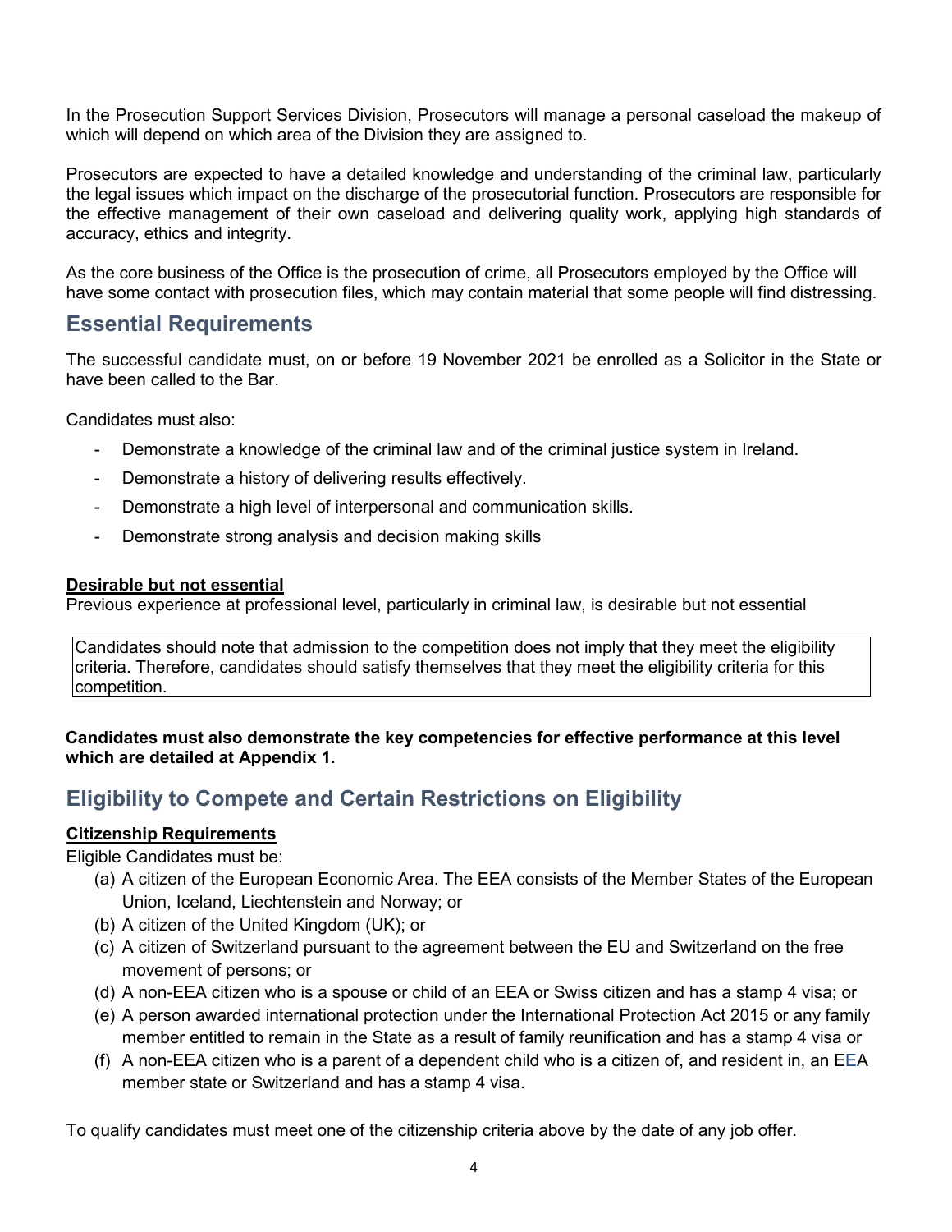In the Prosecution Support Services Division, Prosecutors will manage a personal caseload the makeup of which will depend on which area of the Division they are assigned to.

Prosecutors are expected to have a detailed knowledge and understanding of the criminal law, particularly the legal issues which impact on the discharge of the prosecutorial function. Prosecutors are responsible for the effective management of their own caseload and delivering quality work, applying high standards of accuracy, ethics and integrity.

As the core business of the Office is the prosecution of crime, all Prosecutors employed by the Office will have some contact with prosecution files, which may contain material that some people will find distressing.

## Essential Requirements

The successful candidate must, on or before 19 November 2021 be enrolled as a Solicitor in the State or have been called to the Bar.

Candidates must also:

- Demonstrate a knowledge of the criminal law and of the criminal justice system in Ireland.
- Demonstrate a history of delivering results effectively.
- Demonstrate a high level of interpersonal and communication skills.
- Demonstrate strong analysis and decision making skills

**Desirable but not essential**
Previous experience at professional level, particularly in criminal law, is desirable but not essential

Candidates should note that admission to the competition does not imply that they meet the eligibility criteria. Therefore, candidates should satisfy themselves that they meet the eligibility criteria for this competition.

**Candidates must also demonstrate the key competencies for effective performance at this level which are detailed at Appendix 1.**

## Eligibility to Compete and Certain Restrictions on Eligibility

**Citizenship Requirements**
Eligible Candidates must be:

(a) A citizen of the European Economic Area. The EEA consists of the Member States of the European Union, Iceland, Liechtenstein and Norway; or
(b) A citizen of the United Kingdom (UK); or
(c) A citizen of Switzerland pursuant to the agreement between the EU and Switzerland on the free movement of persons; or
(d) A non-EEA citizen who is a spouse or child of an EEA or Swiss citizen and has a stamp 4 visa; or
(e) A person awarded international protection under the International Protection Act 2015 or any family member entitled to remain in the State as a result of family reunification and has a stamp 4 visa or
(f) A non-EEA citizen who is a parent of a dependent child who is a citizen of, and resident in, an EEA member state or Switzerland and has a stamp 4 visa.

To qualify candidates must meet one of the citizenship criteria above by the date of any job offer.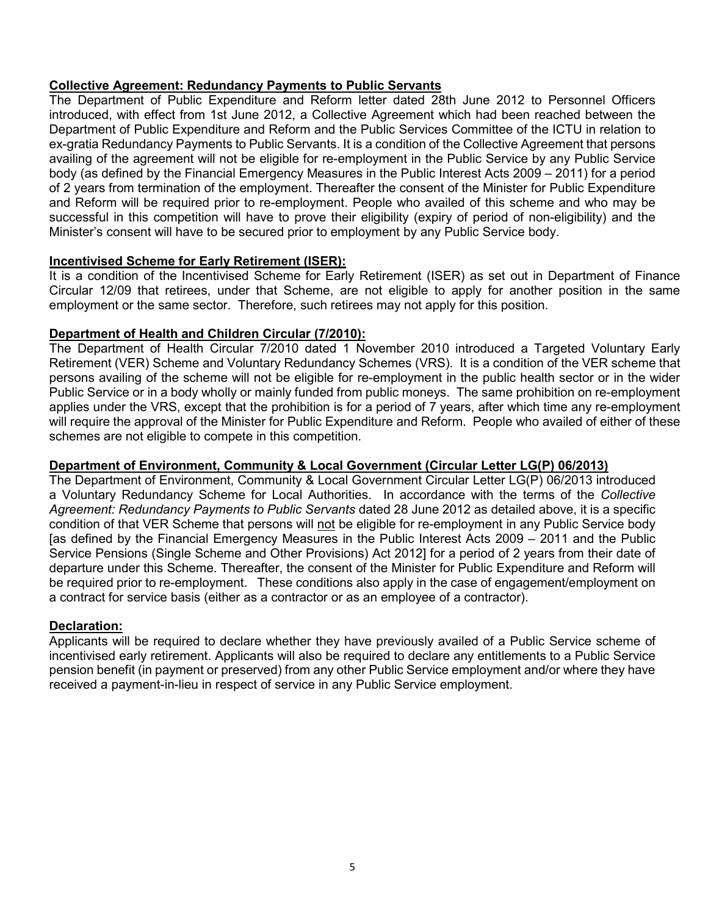**Collective Agreement: Redundancy Payments to Public Servants**

The Department of Public Expenditure and Reform letter dated 28th June 2012 to Personnel Officers introduced, with effect from 1st June 2012, a Collective Agreement which had been reached between the Department of Public Expenditure and Reform and the Public Services Committee of the ICTU in relation to ex-gratia Redundancy Payments to Public Servants. It is a condition of the Collective Agreement that persons availing of the agreement will not be eligible for re-employment in the Public Service by any Public Service body (as defined by the Financial Emergency Measures in the Public Interest Acts 2009 – 2011) for a period of 2 years from termination of the employment. Thereafter the consent of the Minister for Public Expenditure and Reform will be required prior to re-employment. People who availed of this scheme and who may be successful in this competition will have to prove their eligibility (expiry of period of non-eligibility) and the Minister's consent will have to be secured prior to employment by any Public Service body.

**Incentivised Scheme for Early Retirement (ISER):**

It is a condition of the Incentivised Scheme for Early Retirement (ISER) as set out in Department of Finance Circular 12/09 that retirees, under that Scheme, are not eligible to apply for another position in the same employment or the same sector. Therefore, such retirees may not apply for this position.

**Department of Health and Children Circular (7/2010):**

The Department of Health Circular 7/2010 dated 1 November 2010 introduced a Targeted Voluntary Early Retirement (VER) Scheme and Voluntary Redundancy Schemes (VRS). It is a condition of the VER scheme that persons availing of the scheme will not be eligible for re-employment in the public health sector or in the wider Public Service or in a body wholly or mainly funded from public moneys. The same prohibition on re-employment applies under the VRS, except that the prohibition is for a period of 7 years, after which time any re-employment will require the approval of the Minister for Public Expenditure and Reform. People who availed of either of these schemes are not eligible to compete in this competition.

**Department of Environment, Community & Local Government (Circular Letter LG(P) 06/2013)**

The Department of Environment, Community & Local Government Circular Letter LG(P) 06/2013 introduced a Voluntary Redundancy Scheme for Local Authorities. In accordance with the terms of the *Collective Agreement: Redundancy Payments to Public Servants* dated 28 June 2012 as detailed above, it is a specific condition of that VER Scheme that persons will not be eligible for re-employment in any Public Service body [as defined by the Financial Emergency Measures in the Public Interest Acts 2009 – 2011 and the Public Service Pensions (Single Scheme and Other Provisions) Act 2012] for a period of 2 years from their date of departure under this Scheme. Thereafter, the consent of the Minister for Public Expenditure and Reform will be required prior to re-employment. These conditions also apply in the case of engagement/employment on a contract for service basis (either as a contractor or as an employee of a contractor).

**Declaration:**

Applicants will be required to declare whether they have previously availed of a Public Service scheme of incentivised early retirement. Applicants will also be required to declare any entitlements to a Public Service pension benefit (in payment or preserved) from any other Public Service employment and/or where they have received a payment-in-lieu in respect of service in any Public Service employment.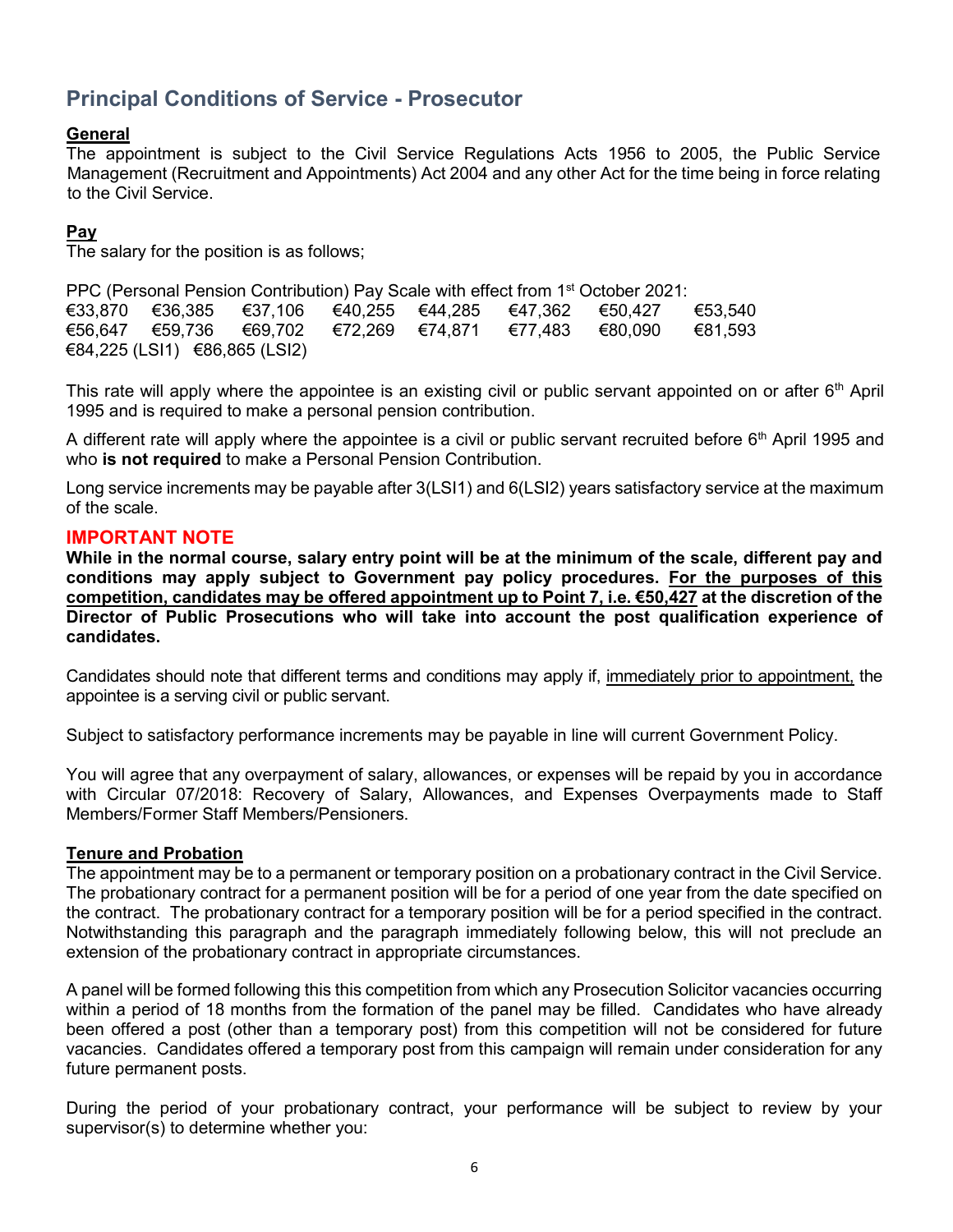## Principal Conditions of Service - Prosecutor

**General**

The appointment is subject to the Civil Service Regulations Acts 1956 to 2005, the Public Service Management (Recruitment and Appointments) Act 2004 and any other Act for the time being in force relating to the Civil Service.

**Pay**

The salary for the position is as follows;

PPC (Personal Pension Contribution) Pay Scale with effect from 1st October 2021:

€33,870 €36,385 €37,106 €40,255 €44,285 €47,362 €50,427 €53,540
€56,647 €59,736 €69,702 €72,269 €74,871 €77,483 €80,090 €81,593
€84,225 (LSI1) €86,865 (LSI2)

This rate will apply where the appointee is an existing civil or public servant appointed on or after 6th April 1995 and is required to make a personal pension contribution.

A different rate will apply where the appointee is a civil or public servant recruited before 6th April 1995 and who **is not required** to make a Personal Pension Contribution.

Long service increments may be payable after 3(LSI1) and 6(LSI2) years satisfactory service at the maximum of the scale.

**IMPORTANT NOTE**

**While in the normal course, salary entry point will be at the minimum of the scale, different pay and conditions may apply subject to Government pay policy procedures. For the purposes of this competition, candidates may be offered appointment up to Point 7, i.e. €50,427 at the discretion of the Director of Public Prosecutions who will take into account the post qualification experience of candidates.**

Candidates should note that different terms and conditions may apply if, immediately prior to appointment, the appointee is a serving civil or public servant.

Subject to satisfactory performance increments may be payable in line will current Government Policy.

You will agree that any overpayment of salary, allowances, or expenses will be repaid by you in accordance with Circular 07/2018: Recovery of Salary, Allowances, and Expenses Overpayments made to Staff Members/Former Staff Members/Pensioners.

**Tenure and Probation**

The appointment may be to a permanent or temporary position on a probationary contract in the Civil Service. The probationary contract for a permanent position will be for a period of one year from the date specified on the contract. The probationary contract for a temporary position will be for a period specified in the contract. Notwithstanding this paragraph and the paragraph immediately following below, this will not preclude an extension of the probationary contract in appropriate circumstances.

A panel will be formed following this this competition from which any Prosecution Solicitor vacancies occurring within a period of 18 months from the formation of the panel may be filled. Candidates who have already been offered a post (other than a temporary post) from this competition will not be considered for future vacancies. Candidates offered a temporary post from this campaign will remain under consideration for any future permanent posts.

During the period of your probationary contract, your performance will be subject to review by your supervisor(s) to determine whether you: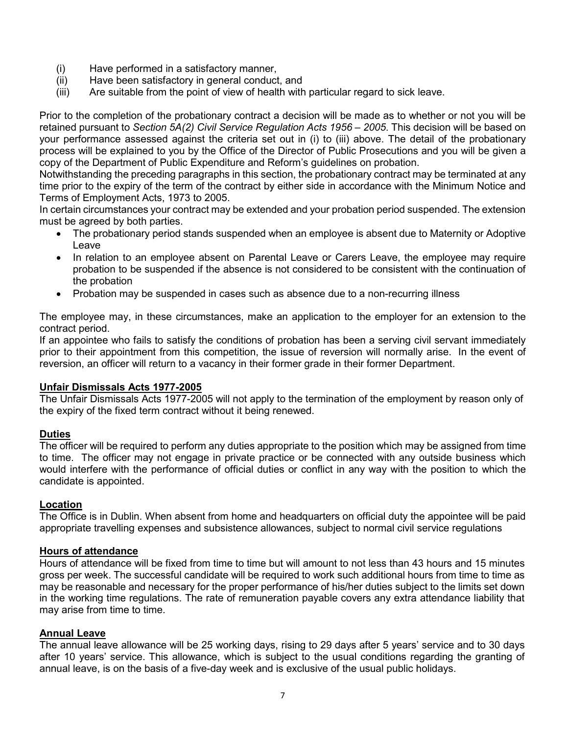(i) Have performed in a satisfactory manner,
(ii) Have been satisfactory in general conduct, and
(iii) Are suitable from the point of view of health with particular regard to sick leave.

Prior to the completion of the probationary contract a decision will be made as to whether or not you will be retained pursuant to *Section 5A(2) Civil Service Regulation Acts 1956 – 2005*. This decision will be based on your performance assessed against the criteria set out in (i) to (iii) above. The detail of the probationary process will be explained to you by the Office of the Director of Public Prosecutions and you will be given a copy of the Department of Public Expenditure and Reform's guidelines on probation.

Notwithstanding the preceding paragraphs in this section, the probationary contract may be terminated at any time prior to the expiry of the term of the contract by either side in accordance with the Minimum Notice and Terms of Employment Acts, 1973 to 2005.

In certain circumstances your contract may be extended and your probation period suspended. The extension must be agreed by both parties.

- The probationary period stands suspended when an employee is absent due to Maternity or Adoptive Leave
- In relation to an employee absent on Parental Leave or Carers Leave, the employee may require probation to be suspended if the absence is not considered to be consistent with the continuation of the probation
- Probation may be suspended in cases such as absence due to a non-recurring illness

The employee may, in these circumstances, make an application to the employer for an extension to the contract period.

If an appointee who fails to satisfy the conditions of probation has been a serving civil servant immediately prior to their appointment from this competition, the issue of reversion will normally arise. In the event of reversion, an officer will return to a vacancy in their former grade in their former Department.

**Unfair Dismissals Acts 1977-2005**

The Unfair Dismissals Acts 1977-2005 will not apply to the termination of the employment by reason only of the expiry of the fixed term contract without it being renewed.

**Duties**

The officer will be required to perform any duties appropriate to the position which may be assigned from time to time. The officer may not engage in private practice or be connected with any outside business which would interfere with the performance of official duties or conflict in any way with the position to which the candidate is appointed.

**Location**

The Office is in Dublin. When absent from home and headquarters on official duty the appointee will be paid appropriate travelling expenses and subsistence allowances, subject to normal civil service regulations

**Hours of attendance**

Hours of attendance will be fixed from time to time but will amount to not less than 43 hours and 15 minutes gross per week. The successful candidate will be required to work such additional hours from time to time as may be reasonable and necessary for the proper performance of his/her duties subject to the limits set down in the working time regulations. The rate of remuneration payable covers any extra attendance liability that may arise from time to time.

**Annual Leave**

The annual leave allowance will be 25 working days, rising to 29 days after 5 years' service and to 30 days after 10 years' service. This allowance, which is subject to the usual conditions regarding the granting of annual leave, is on the basis of a five-day week and is exclusive of the usual public holidays.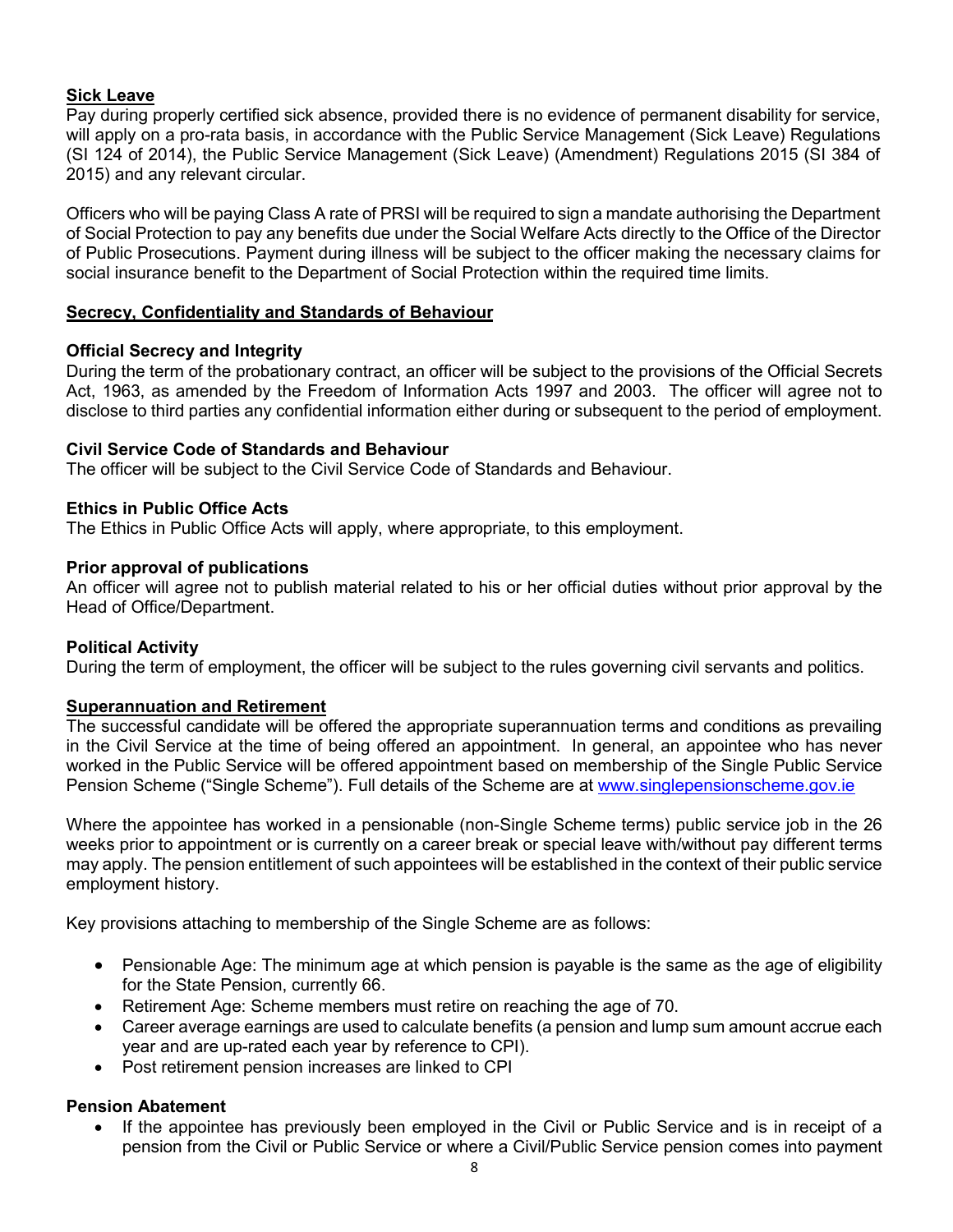## Sick Leave

Pay during properly certified sick absence, provided there is no evidence of permanent disability for service, will apply on a pro-rata basis, in accordance with the Public Service Management (Sick Leave) Regulations (SI 124 of 2014), the Public Service Management (Sick Leave) (Amendment) Regulations 2015 (SI 384 of 2015) and any relevant circular.

Officers who will be paying Class A rate of PRSI will be required to sign a mandate authorising the Department of Social Protection to pay any benefits due under the Social Welfare Acts directly to the Office of the Director of Public Prosecutions. Payment during illness will be subject to the officer making the necessary claims for social insurance benefit to the Department of Social Protection within the required time limits.

## Secrecy, Confidentiality and Standards of Behaviour

### Official Secrecy and Integrity

During the term of the probationary contract, an officer will be subject to the provisions of the Official Secrets Act, 1963, as amended by the Freedom of Information Acts 1997 and 2003. The officer will agree not to disclose to third parties any confidential information either during or subsequent to the period of employment.

### Civil Service Code of Standards and Behaviour

The officer will be subject to the Civil Service Code of Standards and Behaviour.

### Ethics in Public Office Acts

The Ethics in Public Office Acts will apply, where appropriate, to this employment.

### Prior approval of publications

An officer will agree not to publish material related to his or her official duties without prior approval by the Head of Office/Department.

### Political Activity

During the term of employment, the officer will be subject to the rules governing civil servants and politics.

## Superannuation and Retirement

The successful candidate will be offered the appropriate superannuation terms and conditions as prevailing in the Civil Service at the time of being offered an appointment. In general, an appointee who has never worked in the Public Service will be offered appointment based on membership of the Single Public Service Pension Scheme ("Single Scheme"). Full details of the Scheme are at [www.singlepensionscheme.gov.ie](http://www.singlepensionscheme.gov.ie)

Where the appointee has worked in a pensionable (non-Single Scheme terms) public service job in the 26 weeks prior to appointment or is currently on a career break or special leave with/without pay different terms may apply. The pension entitlement of such appointees will be established in the context of their public service employment history.

Key provisions attaching to membership of the Single Scheme are as follows:

- Pensionable Age: The minimum age at which pension is payable is the same as the age of eligibility for the State Pension, currently 66.
- Retirement Age: Scheme members must retire on reaching the age of 70.
- Career average earnings are used to calculate benefits (a pension and lump sum amount accrue each year and are up-rated each year by reference to CPI).
- Post retirement pension increases are linked to CPI

### Pension Abatement

- If the appointee has previously been employed in the Civil or Public Service and is in receipt of a pension from the Civil or Public Service or where a Civil/Public Service pension comes into payment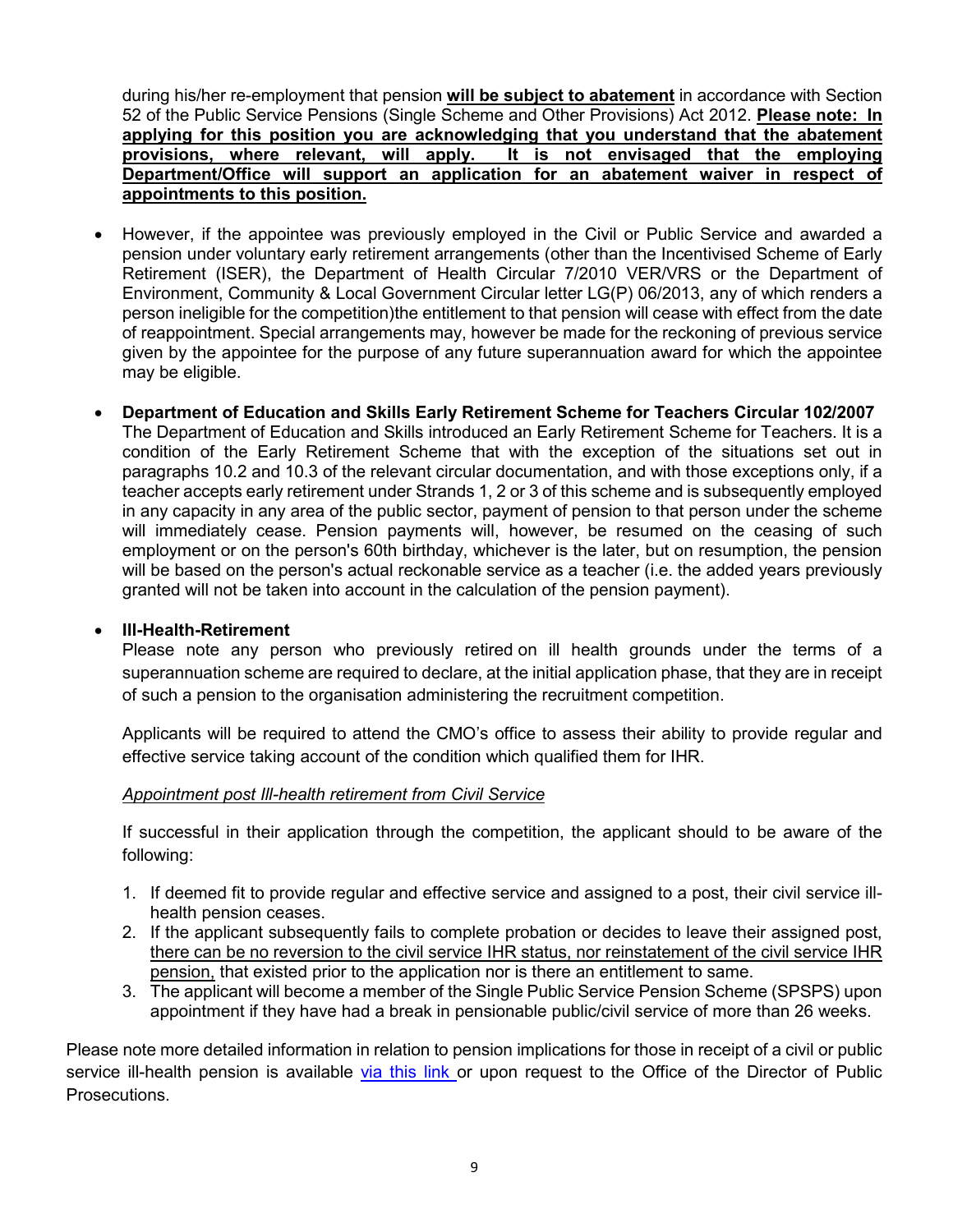during his/her re-employment that pension **will be subject to abatement** in accordance with Section 52 of the Public Service Pensions (Single Scheme and Other Provisions) Act 2012. **Please note: In applying for this position you are acknowledging that you understand that the abatement provisions, where relevant, will apply. It is not envisaged that the employing Department/Office will support an application for an abatement waiver in respect of appointments to this position.**

- However, if the appointee was previously employed in the Civil or Public Service and awarded a pension under voluntary early retirement arrangements (other than the Incentivised Scheme of Early Retirement (ISER), the Department of Health Circular 7/2010 VER/VRS or the Department of Environment, Community & Local Government Circular letter LG(P) 06/2013, any of which renders a person ineligible for the competition)the entitlement to that pension will cease with effect from the date of reappointment. Special arrangements may, however be made for the reckoning of previous service given by the appointee for the purpose of any future superannuation award for which the appointee may be eligible.

- **Department of Education and Skills Early Retirement Scheme for Teachers Circular 102/2007**
  The Department of Education and Skills introduced an Early Retirement Scheme for Teachers. It is a condition of the Early Retirement Scheme that with the exception of the situations set out in paragraphs 10.2 and 10.3 of the relevant circular documentation, and with those exceptions only, if a teacher accepts early retirement under Strands 1, 2 or 3 of this scheme and is subsequently employed in any capacity in any area of the public sector, payment of pension to that person under the scheme will immediately cease. Pension payments will, however, be resumed on the ceasing of such employment or on the person's 60th birthday, whichever is the later, but on resumption, the pension will be based on the person's actual reckonable service as a teacher (i.e. the added years previously granted will not be taken into account in the calculation of the pension payment).

- **Ill-Health-Retirement**
  Please note any person who previously retired on ill health grounds under the terms of a superannuation scheme are required to declare, at the initial application phase, that they are in receipt of such a pension to the organisation administering the recruitment competition.

  Applicants will be required to attend the CMO's office to assess their ability to provide regular and effective service taking account of the condition which qualified them for IHR.

  *Appointment post Ill-health retirement from Civil Service*

  If successful in their application through the competition, the applicant should to be aware of the following:

  1. If deemed fit to provide regular and effective service and assigned to a post, their civil service ill-health pension ceases.
  2. If the applicant subsequently fails to complete probation or decides to leave their assigned post, there can be no reversion to the civil service IHR status, nor reinstatement of the civil service IHR pension, that existed prior to the application nor is there an entitlement to same.
  3. The applicant will become a member of the Single Public Service Pension Scheme (SPSPS) upon appointment if they have had a break in pensionable public/civil service of more than 26 weeks.

Please note more detailed information in relation to pension implications for those in receipt of a civil or public service ill-health pension is available via this link or upon request to the Office of the Director of Public Prosecutions.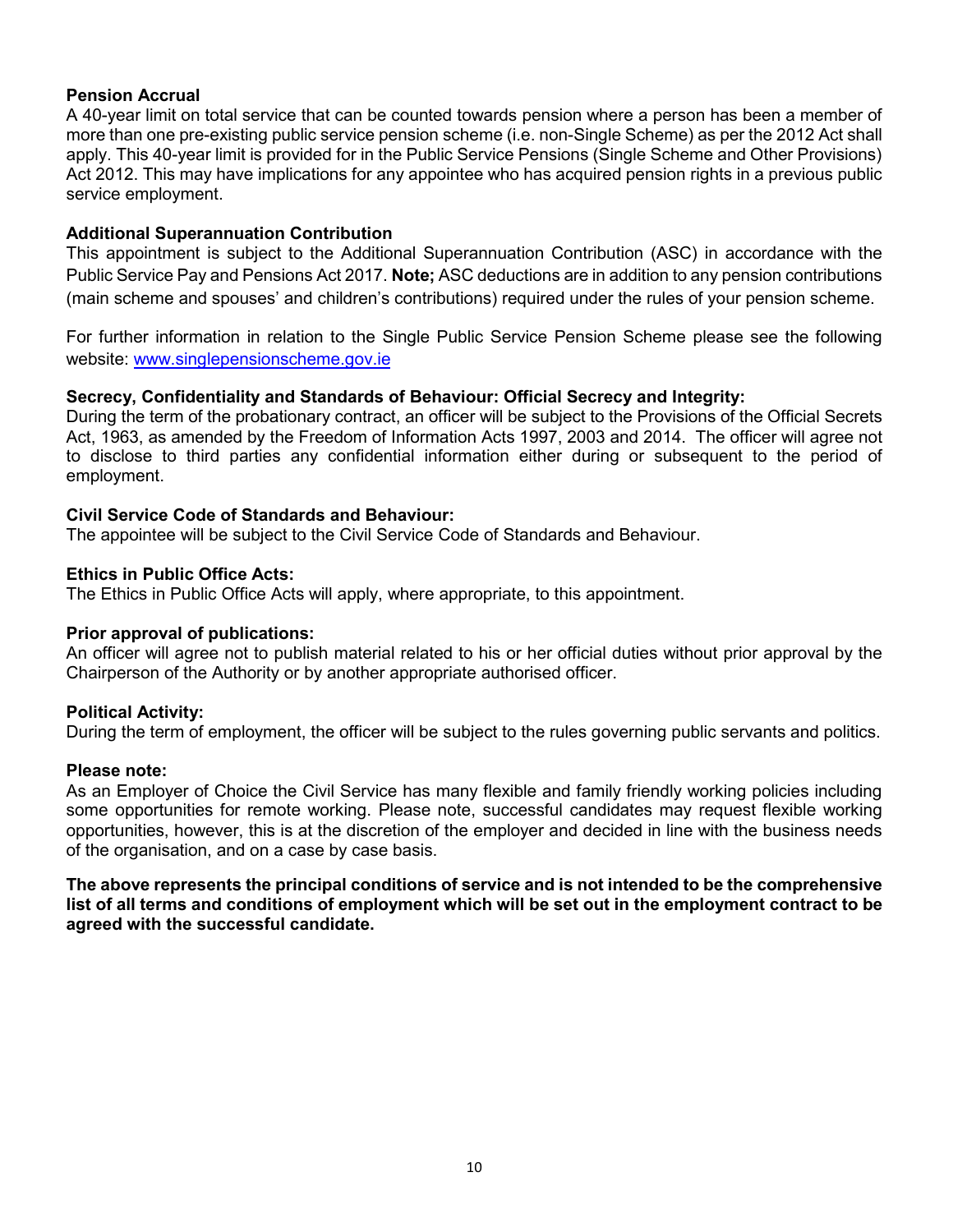**Pension Accrual**

A 40-year limit on total service that can be counted towards pension where a person has been a member of more than one pre-existing public service pension scheme (i.e. non-Single Scheme) as per the 2012 Act shall apply. This 40-year limit is provided for in the Public Service Pensions (Single Scheme and Other Provisions) Act 2012. This may have implications for any appointee who has acquired pension rights in a previous public service employment.

**Additional Superannuation Contribution**

This appointment is subject to the Additional Superannuation Contribution (ASC) in accordance with the Public Service Pay and Pensions Act 2017. **Note;** ASC deductions are in addition to any pension contributions (main scheme and spouses' and children's contributions) required under the rules of your pension scheme.

For further information in relation to the Single Public Service Pension Scheme please see the following website: [www.singlepensionscheme.gov.ie](http://www.singlepensionscheme.gov.ie)

**Secrecy, Confidentiality and Standards of Behaviour: Official Secrecy and Integrity:**

During the term of the probationary contract, an officer will be subject to the Provisions of the Official Secrets Act, 1963, as amended by the Freedom of Information Acts 1997, 2003 and 2014. The officer will agree not to disclose to third parties any confidential information either during or subsequent to the period of employment.

**Civil Service Code of Standards and Behaviour:**

The appointee will be subject to the Civil Service Code of Standards and Behaviour.

**Ethics in Public Office Acts:**

The Ethics in Public Office Acts will apply, where appropriate, to this appointment.

**Prior approval of publications:**

An officer will agree not to publish material related to his or her official duties without prior approval by the Chairperson of the Authority or by another appropriate authorised officer.

**Political Activity:**

During the term of employment, the officer will be subject to the rules governing public servants and politics.

**Please note:**

As an Employer of Choice the Civil Service has many flexible and family friendly working policies including some opportunities for remote working. Please note, successful candidates may request flexible working opportunities, however, this is at the discretion of the employer and decided in line with the business needs of the organisation, and on a case by case basis.

**The above represents the principal conditions of service and is not intended to be the comprehensive list of all terms and conditions of employment which will be set out in the employment contract to be agreed with the successful candidate.**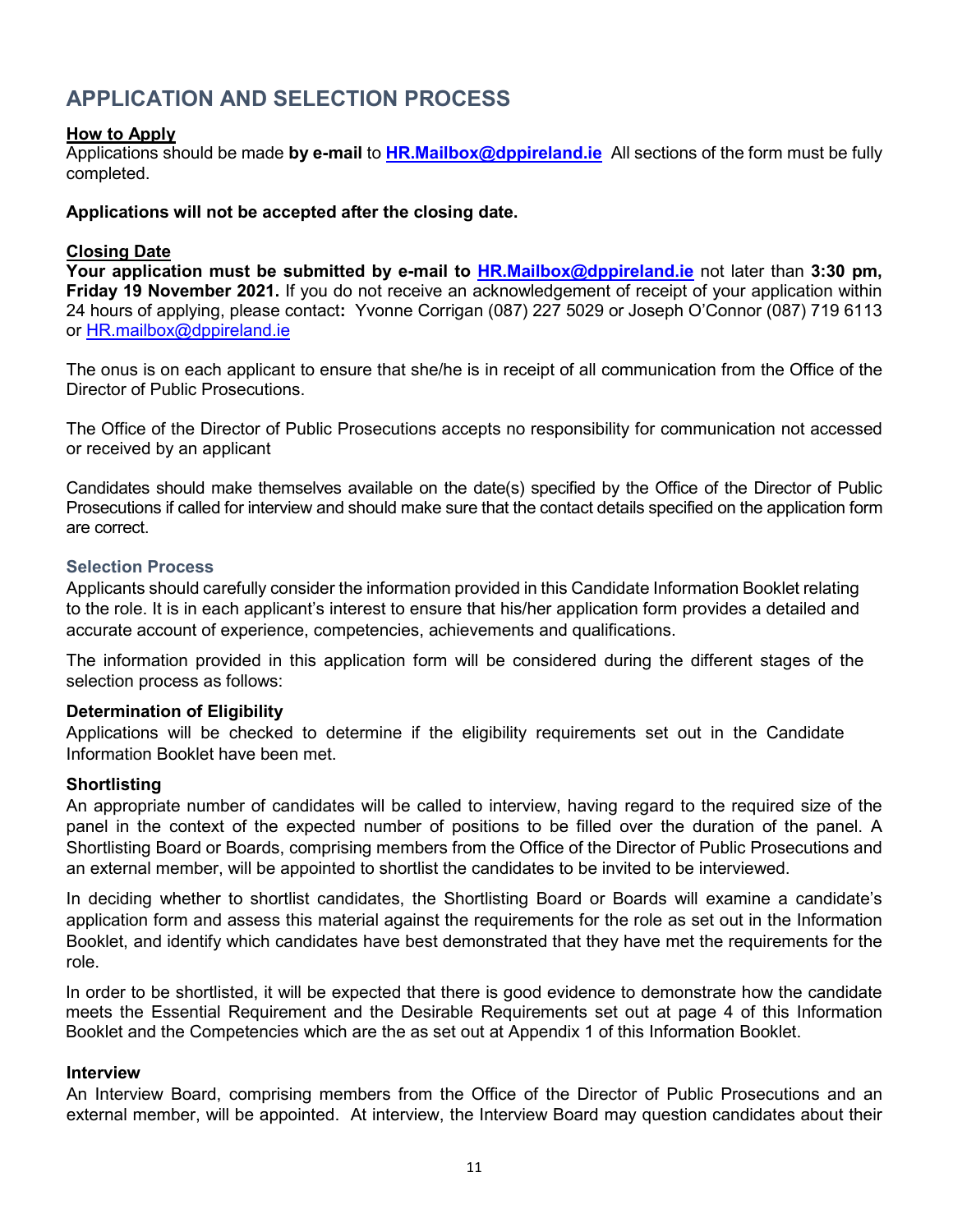## APPLICATION AND SELECTION PROCESS

**How to Apply**

Applications should be made **by e-mail** to **HR.Mailbox@dppireland.ie** All sections of the form must be fully completed.

**Applications will not be accepted after the closing date.**

**Closing Date**

**Your application must be submitted by e-mail to HR.Mailbox@dppireland.ie** not later than **3:30 pm, Friday 19 November 2021.** If you do not receive an acknowledgement of receipt of your application within 24 hours of applying, please contact**:** Yvonne Corrigan (087) 227 5029 or Joseph O'Connor (087) 719 6113 or HR.mailbox@dppireland.ie

The onus is on each applicant to ensure that she/he is in receipt of all communication from the Office of the Director of Public Prosecutions.

The Office of the Director of Public Prosecutions accepts no responsibility for communication not accessed or received by an applicant

Candidates should make themselves available on the date(s) specified by the Office of the Director of Public Prosecutions if called for interview and should make sure that the contact details specified on the application form are correct.

### Selection Process

Applicants should carefully consider the information provided in this Candidate Information Booklet relating to the role. It is in each applicant's interest to ensure that his/her application form provides a detailed and accurate account of experience, competencies, achievements and qualifications.

The information provided in this application form will be considered during the different stages of the selection process as follows:

**Determination of Eligibility**

Applications will be checked to determine if the eligibility requirements set out in the Candidate Information Booklet have been met.

**Shortlisting**

An appropriate number of candidates will be called to interview, having regard to the required size of the panel in the context of the expected number of positions to be filled over the duration of the panel. A Shortlisting Board or Boards, comprising members from the Office of the Director of Public Prosecutions and an external member, will be appointed to shortlist the candidates to be invited to be interviewed.

In deciding whether to shortlist candidates, the Shortlisting Board or Boards will examine a candidate's application form and assess this material against the requirements for the role as set out in the Information Booklet, and identify which candidates have best demonstrated that they have met the requirements for the role.

In order to be shortlisted, it will be expected that there is good evidence to demonstrate how the candidate meets the Essential Requirement and the Desirable Requirements set out at page 4 of this Information Booklet and the Competencies which are the as set out at Appendix 1 of this Information Booklet.

**Interview**

An Interview Board, comprising members from the Office of the Director of Public Prosecutions and an external member, will be appointed. At interview, the Interview Board may question candidates about their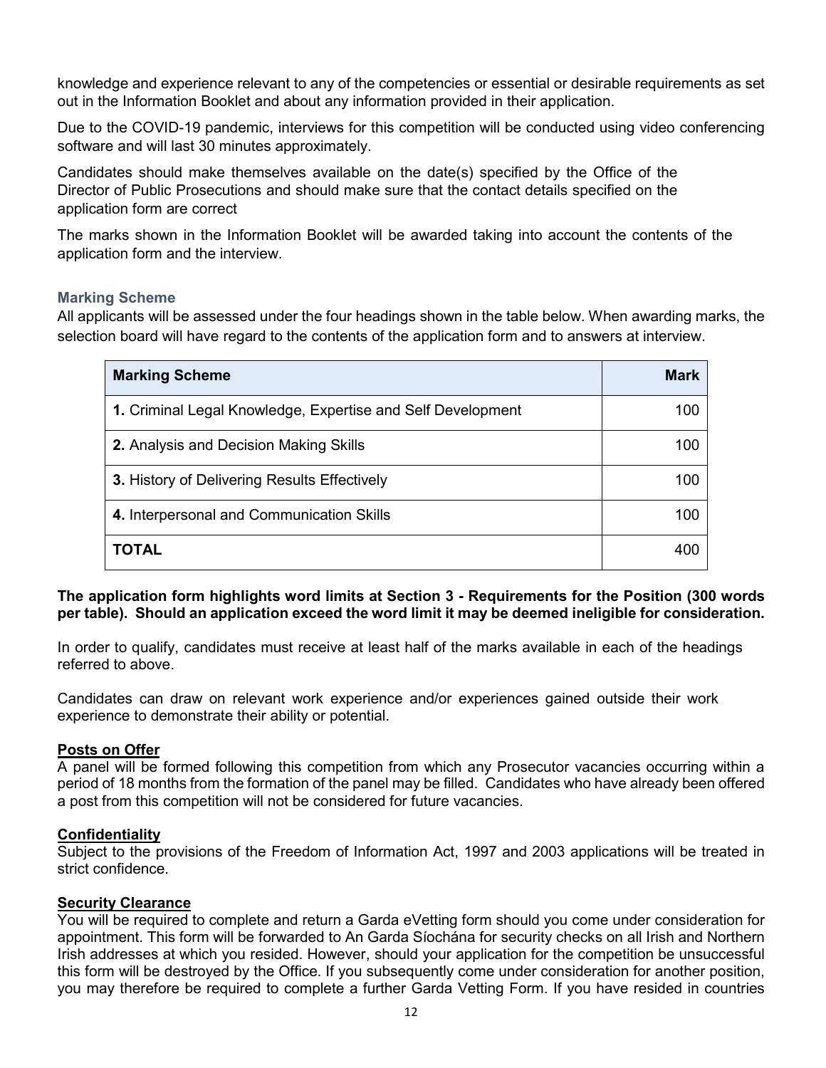knowledge and experience relevant to any of the competencies or essential or desirable requirements as set out in the Information Booklet and about any information provided in their application.

Due to the COVID-19 pandemic, interviews for this competition will be conducted using video conferencing software and will last 30 minutes approximately.

Candidates should make themselves available on the date(s) specified by the Office of the Director of Public Prosecutions and should make sure that the contact details specified on the application form are correct

The marks shown in the Information Booklet will be awarded taking into account the contents of the application form and the interview.

### Marking Scheme

All applicants will be assessed under the four headings shown in the table below. When awarding marks, the selection board will have regard to the contents of the application form and to answers at interview.

| Marking Scheme | Mark |
|---|---|
| **1.** Criminal Legal Knowledge, Expertise and Self Development | 100 |
| **2.** Analysis and Decision Making Skills | 100 |
| **3.** History of Delivering Results Effectively | 100 |
| **4.** Interpersonal and Communication Skills | 100 |
| **TOTAL** | 400 |

**The application form highlights word limits at Section 3 - Requirements for the Position (300 words per table). Should an application exceed the word limit it may be deemed ineligible for consideration.**

In order to qualify, candidates must receive at least half of the marks available in each of the headings referred to above.

Candidates can draw on relevant work experience and/or experiences gained outside their work experience to demonstrate their ability or potential.

**Posts on Offer**

A panel will be formed following this competition from which any Prosecutor vacancies occurring within a period of 18 months from the formation of the panel may be filled. Candidates who have already been offered a post from this competition will not be considered for future vacancies.

**Confidentiality**

Subject to the provisions of the Freedom of Information Act, 1997 and 2003 applications will be treated in strict confidence.

**Security Clearance**

You will be required to complete and return a Garda eVetting form should you come under consideration for appointment. This form will be forwarded to An Garda Síochána for security checks on all Irish and Northern Irish addresses at which you resided. However, should your application for the competition be unsuccessful this form will be destroyed by the Office. If you subsequently come under consideration for another position, you may therefore be required to complete a further Garda Vetting Form. If you have resided in countries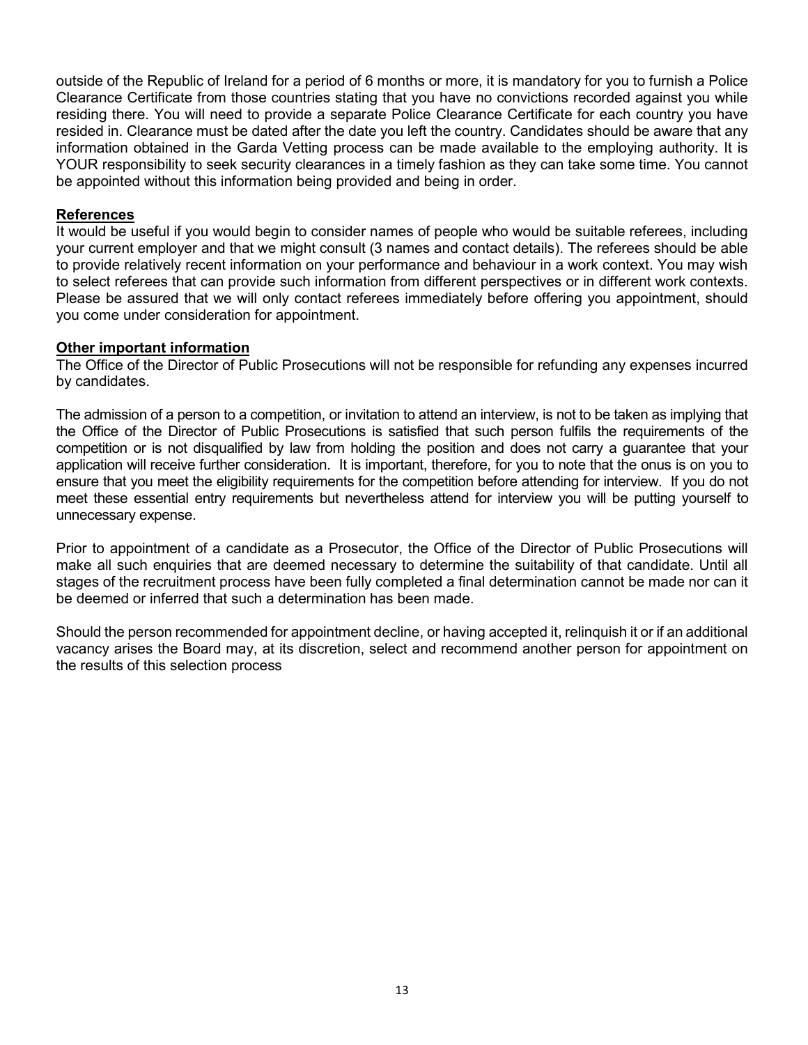outside of the Republic of Ireland for a period of 6 months or more, it is mandatory for you to furnish a Police Clearance Certificate from those countries stating that you have no convictions recorded against you while residing there. You will need to provide a separate Police Clearance Certificate for each country you have resided in. Clearance must be dated after the date you left the country. Candidates should be aware that any information obtained in the Garda Vetting process can be made available to the employing authority. It is YOUR responsibility to seek security clearances in a timely fashion as they can take some time. You cannot be appointed without this information being provided and being in order.

**References**

It would be useful if you would begin to consider names of people who would be suitable referees, including your current employer and that we might consult (3 names and contact details). The referees should be able to provide relatively recent information on your performance and behaviour in a work context. You may wish to select referees that can provide such information from different perspectives or in different work contexts. Please be assured that we will only contact referees immediately before offering you appointment, should you come under consideration for appointment.

**Other important information**

The Office of the Director of Public Prosecutions will not be responsible for refunding any expenses incurred by candidates.

The admission of a person to a competition, or invitation to attend an interview, is not to be taken as implying that the Office of the Director of Public Prosecutions is satisfied that such person fulfils the requirements of the competition or is not disqualified by law from holding the position and does not carry a guarantee that your application will receive further consideration. It is important, therefore, for you to note that the onus is on you to ensure that you meet the eligibility requirements for the competition before attending for interview. If you do not meet these essential entry requirements but nevertheless attend for interview you will be putting yourself to unnecessary expense.

Prior to appointment of a candidate as a Prosecutor, the Office of the Director of Public Prosecutions will make all such enquiries that are deemed necessary to determine the suitability of that candidate. Until all stages of the recruitment process have been fully completed a final determination cannot be made nor can it be deemed or inferred that such a determination has been made.

Should the person recommended for appointment decline, or having accepted it, relinquish it or if an additional vacancy arises the Board may, at its discretion, select and recommend another person for appointment on the results of this selection process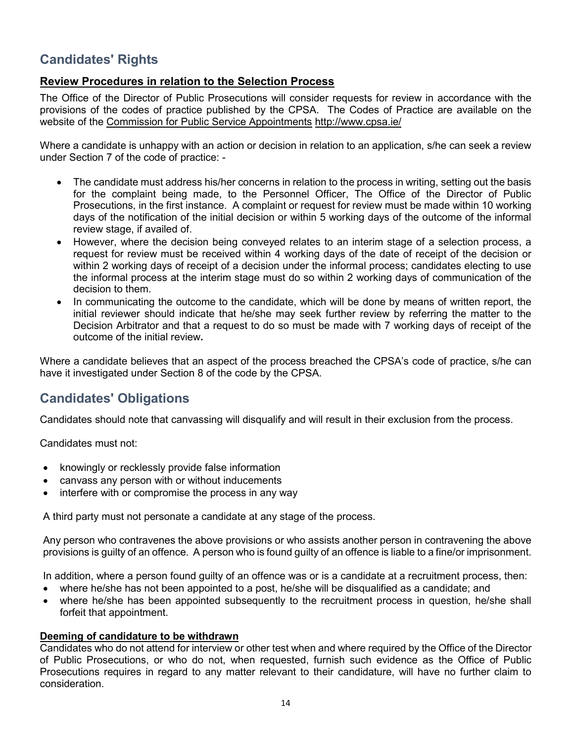## Candidates' Rights

### Review Procedures in relation to the Selection Process

The Office of the Director of Public Prosecutions will consider requests for review in accordance with the provisions of the codes of practice published by the CPSA. The Codes of Practice are available on the website of the Commission for Public Service Appointments http://www.cpsa.ie/

Where a candidate is unhappy with an action or decision in relation to an application, s/he can seek a review under Section 7 of the code of practice: -

- The candidate must address his/her concerns in relation to the process in writing, setting out the basis for the complaint being made, to the Personnel Officer, The Office of the Director of Public Prosecutions, in the first instance. A complaint or request for review must be made within 10 working days of the notification of the initial decision or within 5 working days of the outcome of the informal review stage, if availed of.
- However, where the decision being conveyed relates to an interim stage of a selection process, a request for review must be received within 4 working days of the date of receipt of the decision or within 2 working days of receipt of a decision under the informal process; candidates electing to use the informal process at the interim stage must do so within 2 working days of communication of the decision to them.
- In communicating the outcome to the candidate, which will be done by means of written report, the initial reviewer should indicate that he/she may seek further review by referring the matter to the Decision Arbitrator and that a request to do so must be made with 7 working days of receipt of the outcome of the initial review**.**

Where a candidate believes that an aspect of the process breached the CPSA's code of practice, s/he can have it investigated under Section 8 of the code by the CPSA.

## Candidates' Obligations

Candidates should note that canvassing will disqualify and will result in their exclusion from the process.

Candidates must not:

- knowingly or recklessly provide false information
- canvass any person with or without inducements
- interfere with or compromise the process in any way

A third party must not personate a candidate at any stage of the process.

Any person who contravenes the above provisions or who assists another person in contravening the above provisions is guilty of an offence. A person who is found guilty of an offence is liable to a fine/or imprisonment.

In addition, where a person found guilty of an offence was or is a candidate at a recruitment process, then:

- where he/she has not been appointed to a post, he/she will be disqualified as a candidate; and
- where he/she has been appointed subsequently to the recruitment process in question, he/she shall forfeit that appointment.

### Deeming of candidature to be withdrawn

Candidates who do not attend for interview or other test when and where required by the Office of the Director of Public Prosecutions, or who do not, when requested, furnish such evidence as the Office of Public Prosecutions requires in regard to any matter relevant to their candidature, will have no further claim to consideration.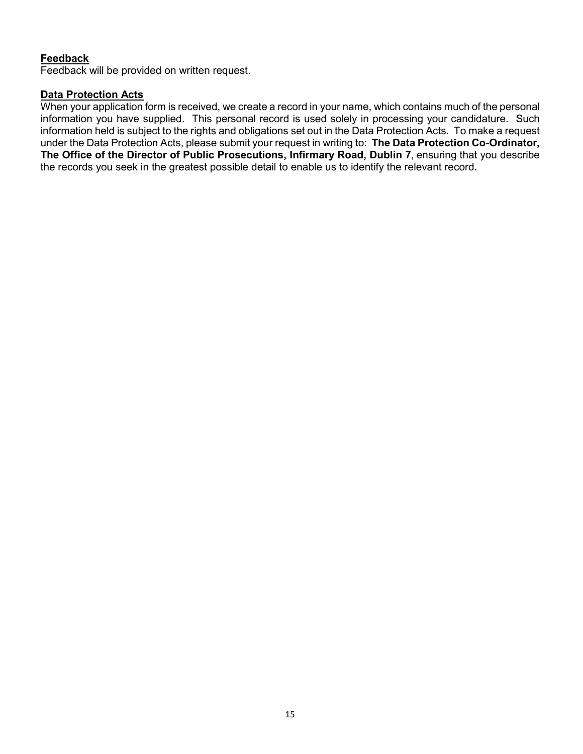**Feedback**

Feedback will be provided on written request.

**Data Protection Acts**

When your application form is received, we create a record in your name, which contains much of the personal information you have supplied. This personal record is used solely in processing your candidature. Such information held is subject to the rights and obligations set out in the Data Protection Acts. To make a request under the Data Protection Acts, please submit your request in writing to: **The Data Protection Co-Ordinator, The Office of the Director of Public Prosecutions, Infirmary Road, Dublin 7**, ensuring that you describe the records you seek in the greatest possible detail to enable us to identify the relevant record**.**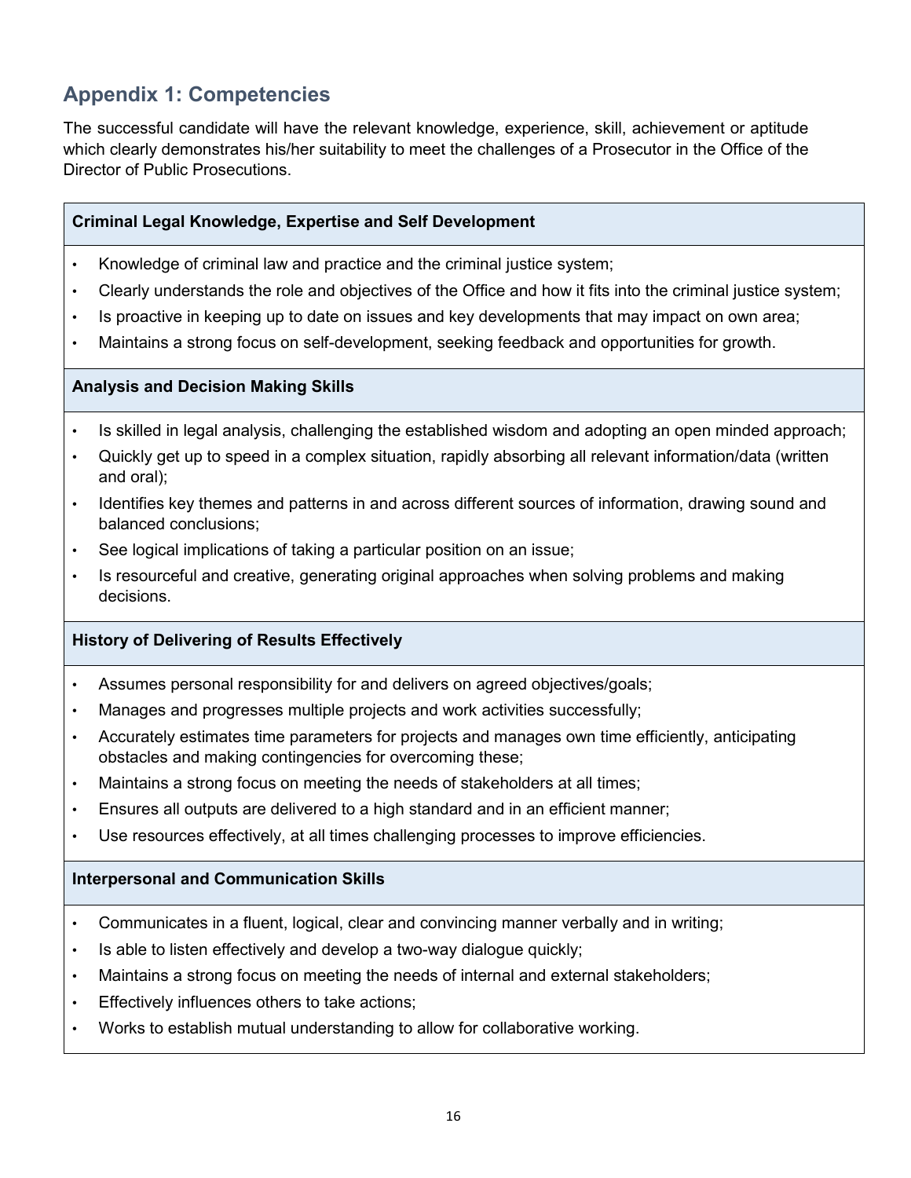## Appendix 1: Competencies

The successful candidate will have the relevant knowledge, experience, skill, achievement or aptitude which clearly demonstrates his/her suitability to meet the challenges of a Prosecutor in the Office of the Director of Public Prosecutions.

| **Criminal Legal Knowledge, Expertise and Self Development** |
| --- |
| • Knowledge of criminal law and practice and the criminal justice system;<br>• Clearly understands the role and objectives of the Office and how it fits into the criminal justice system;<br>• Is proactive in keeping up to date on issues and key developments that may impact on own area;<br>• Maintains a strong focus on self-development, seeking feedback and opportunities for growth. |
| **Analysis and Decision Making Skills** |
| • Is skilled in legal analysis, challenging the established wisdom and adopting an open minded approach;<br>• Quickly get up to speed in a complex situation, rapidly absorbing all relevant information/data (written and oral);<br>• Identifies key themes and patterns in and across different sources of information, drawing sound and balanced conclusions;<br>• See logical implications of taking a particular position on an issue;<br>• Is resourceful and creative, generating original approaches when solving problems and making decisions. |
| **History of Delivering of Results Effectively** |
| • Assumes personal responsibility for and delivers on agreed objectives/goals;<br>• Manages and progresses multiple projects and work activities successfully;<br>• Accurately estimates time parameters for projects and manages own time efficiently, anticipating obstacles and making contingencies for overcoming these;<br>• Maintains a strong focus on meeting the needs of stakeholders at all times;<br>• Ensures all outputs are delivered to a high standard and in an efficient manner;<br>• Use resources effectively, at all times challenging processes to improve efficiencies. |
| **Interpersonal and Communication Skills** |
| • Communicates in a fluent, logical, clear and convincing manner verbally and in writing;<br>• Is able to listen effectively and develop a two-way dialogue quickly;<br>• Maintains a strong focus on meeting the needs of internal and external stakeholders;<br>• Effectively influences others to take actions;<br>• Works to establish mutual understanding to allow for collaborative working. |